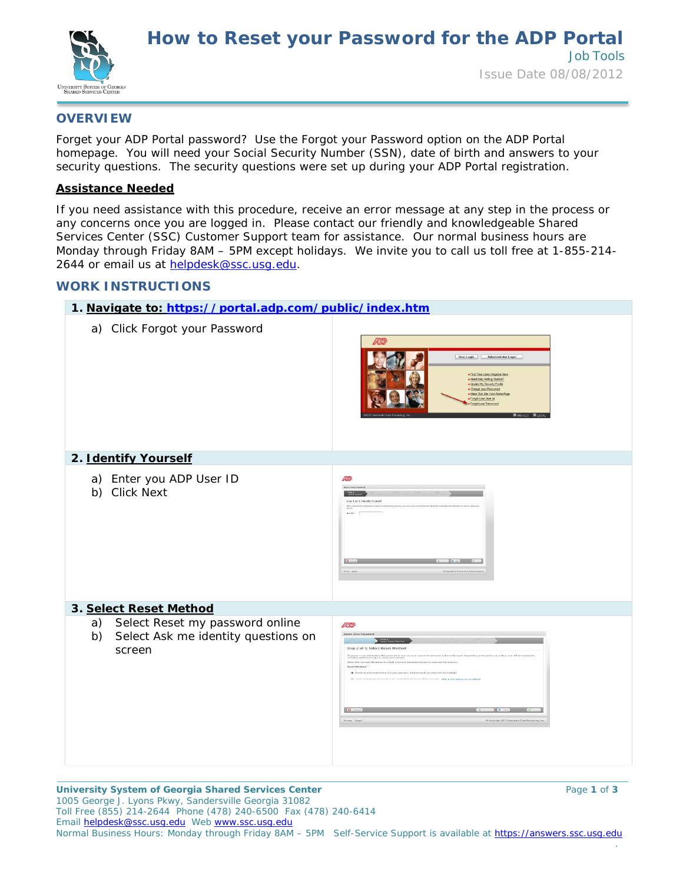# How to Reset your Password for the ADP Portal

Job Tools

Issue Date 08/08/2012

## OVERVIEW

Forget your ADP Portal password? Use the Forgot your Password option on the ADP Portal homepage. You will need your Social Security Number (SSN), date of birth and answers to your security questions. The security questions were set up during your ADP Portal registration.

### Assistance Needed

If you need assistance with this procedure, receive an error message at any step in the process or any concerns once you are logged in. Please contact our friendly and knowledgeable Shared Services Center (SSC) Customer Support team for assistance. Our normal business hours are Monday through Friday 8AM – 5PM except holidays. We invite you to call us toll free at 1-855-214-2644 or email us at helpdesk@ssc.usg.edu.

## WORK INSTRUCTIONS

### 1. Navigate to: https://portal.adp.com/public/index.htm

a) Click Forgot your Password

### 2. Identify Yourself

a) Enter you ADP User ID
b) Click Next

### 3. Select Reset Method

a) Select Reset my password online
b) Select Ask me identity questions on screen

**University System of Georgia Shared Services Center**
1005 George J. Lyons Pkwy, Sandersville Georgia 31082
Toll Free (855) 214-2644 Phone (478) 240-6500 Fax (478) 240-6414
Email helpdesk@ssc.usg.edu Web www.ssc.usg.edu
Normal Business Hours: Monday through Friday 8AM – 5PM Self-Service Support is available at https://answers.ssc.usg.edu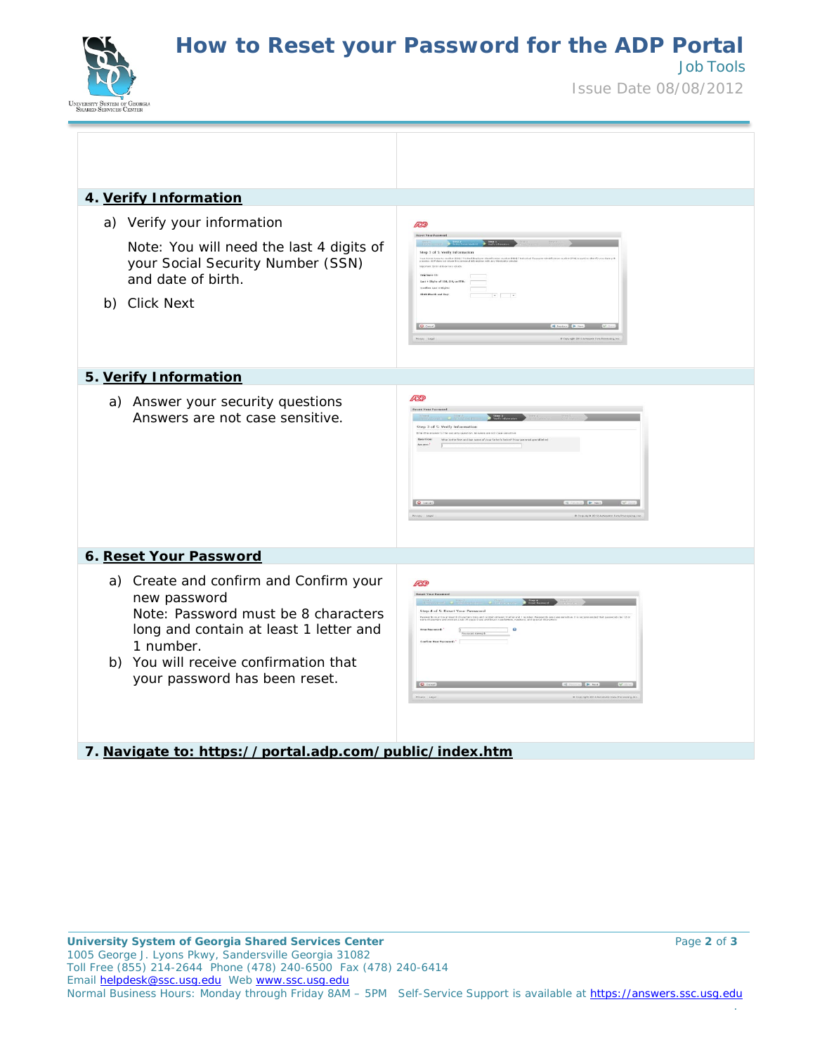## 4. Verify Information

a) Verify your information

Note: You will need the last 4 digits of your Social Security Number (SSN) and date of birth.

b) Click Next

## 5. Verify Information

a) Answer your security questions
Answers are not case sensitive.

## 6. Reset Your Password

a) Create and confirm and Confirm your new password
Note: Password must be 8 characters long and contain at least 1 letter and 1 number.

b) You will receive confirmation that your password has been reset.

## 7. Navigate to: https://portal.adp.com/public/index.htm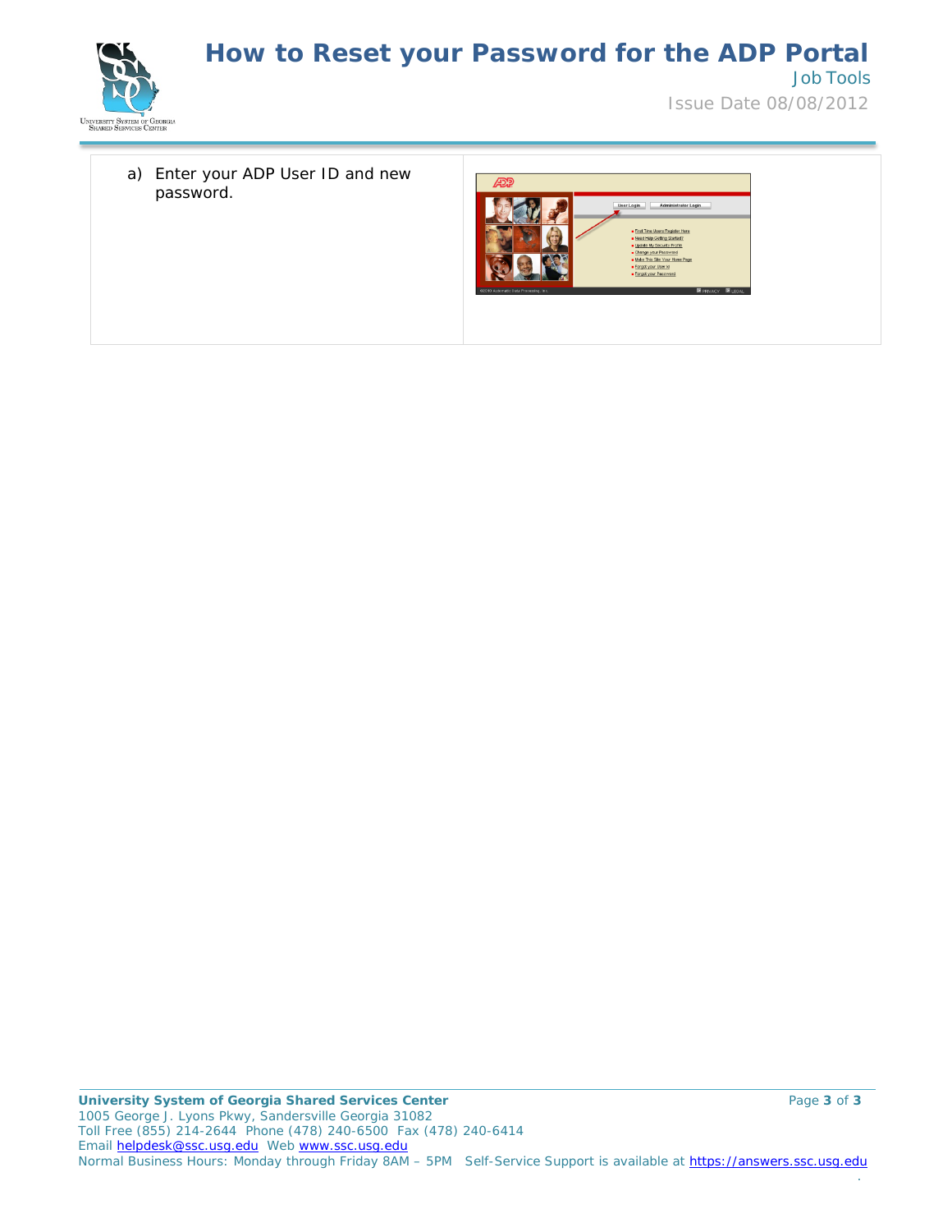a) Enter your ADP User ID and new password.